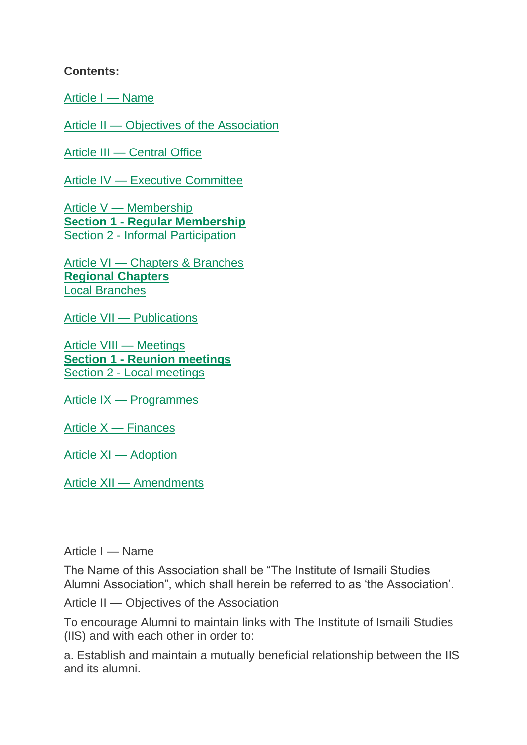**Contents:**

Article I — Name

Article II — Objectives of the Association

Article III — Central Office

Article IV — Executive Committee

Article V — Membership
**Section 1 - Regular Membership**
Section 2 - Informal Participation

Article VI — Chapters & Branches
**Regional Chapters**
Local Branches

Article VII — Publications

Article VIII — Meetings
**Section 1 - Reunion meetings**
Section 2 - Local meetings

Article IX — Programmes

Article X — Finances

Article XI — Adoption

Article XII — Amendments

Article I — Name

The Name of this Association shall be "The Institute of Ismaili Studies Alumni Association", which shall herein be referred to as 'the Association'.

Article II — Objectives of the Association

To encourage Alumni to maintain links with The Institute of Ismaili Studies (IIS) and with each other in order to:

a. Establish and maintain a mutually beneficial relationship between the IIS and its alumni.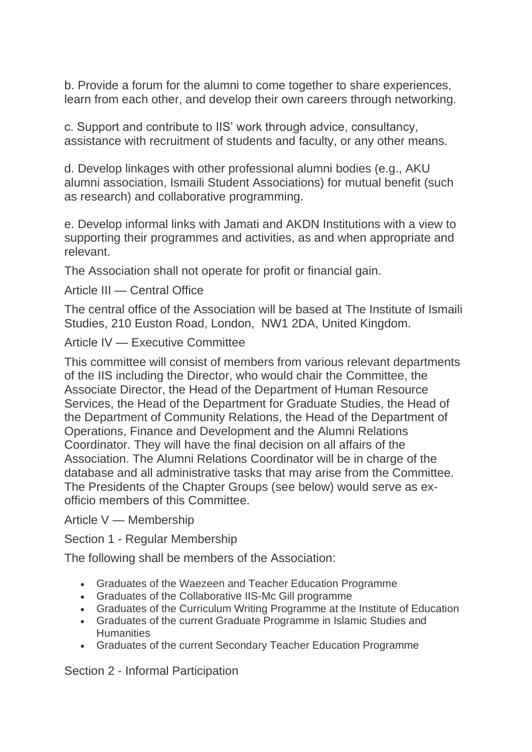b. Provide a forum for the alumni to come together to share experiences, learn from each other, and develop their own careers through networking.

c. Support and contribute to IIS' work through advice, consultancy, assistance with recruitment of students and faculty, or any other means.

d. Develop linkages with other professional alumni bodies (e.g., AKU alumni association, Ismaili Student Associations) for mutual benefit (such as research) and collaborative programming.

e. Develop informal links with Jamati and AKDN Institutions with a view to supporting their programmes and activities, as and when appropriate and relevant.

The Association shall not operate for profit or financial gain.

## Article III — Central Office

The central office of the Association will be based at The Institute of Ismaili Studies, 210 Euston Road, London, NW1 2DA, United Kingdom.

## Article IV — Executive Committee

This committee will consist of members from various relevant departments of the IIS including the Director, who would chair the Committee, the Associate Director, the Head of the Department of Human Resource Services, the Head of the Department for Graduate Studies, the Head of the Department of Community Relations, the Head of the Department of Operations, Finance and Development and the Alumni Relations Coordinator. They will have the final decision on all affairs of the Association. The Alumni Relations Coordinator will be in charge of the database and all administrative tasks that may arise from the Committee. The Presidents of the Chapter Groups (see below) would serve as ex-officio members of this Committee.

## Article V — Membership

### Section 1 - Regular Membership

The following shall be members of the Association:

- Graduates of the Waezeen and Teacher Education Programme
- Graduates of the Collaborative IIS-Mc Gill programme
- Graduates of the Curriculum Writing Programme at the Institute of Education
- Graduates of the current Graduate Programme in Islamic Studies and Humanities
- Graduates of the current Secondary Teacher Education Programme

### Section 2 - Informal Participation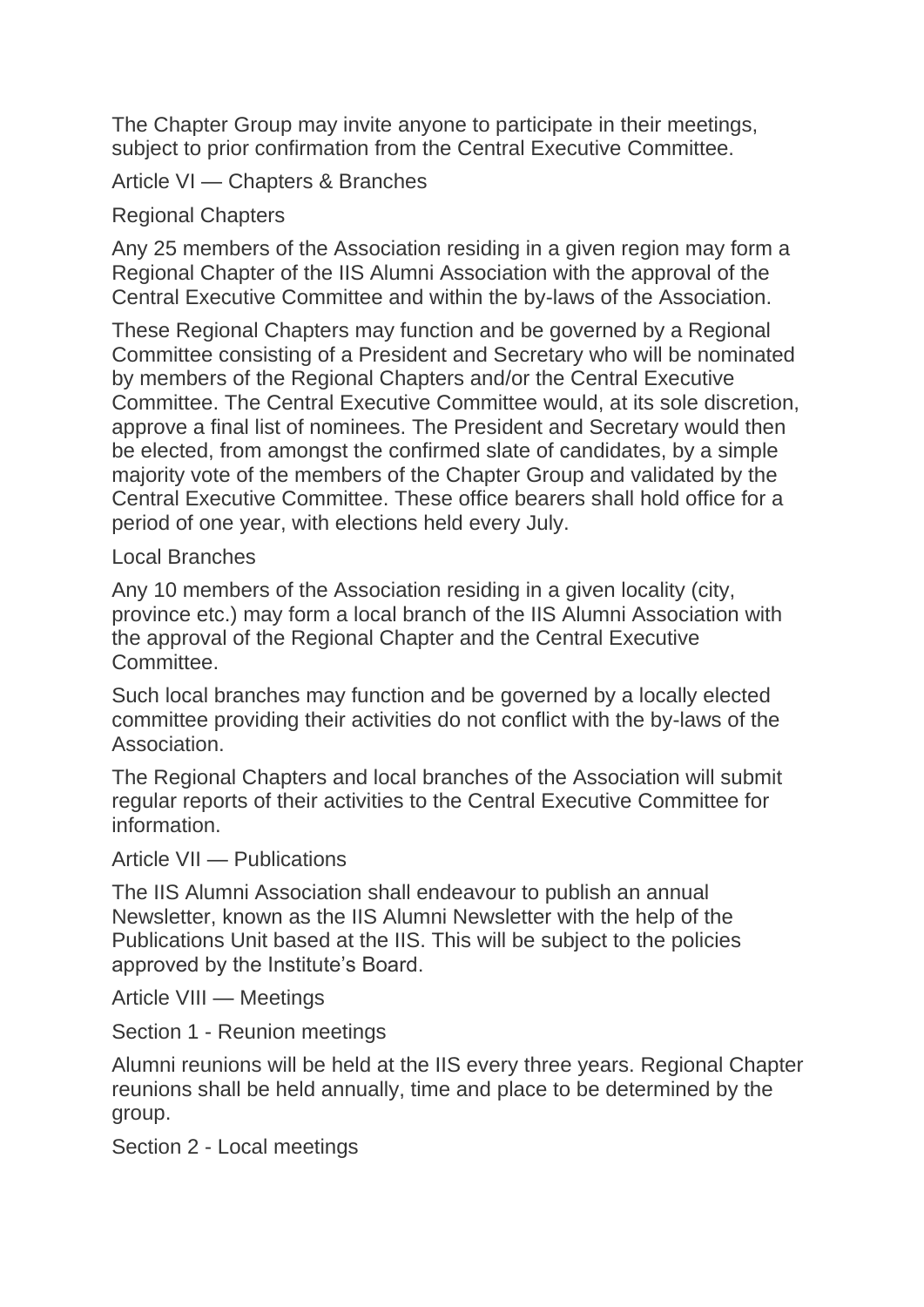The Chapter Group may invite anyone to participate in their meetings, subject to prior confirmation from the Central Executive Committee.

## Article VI — Chapters & Branches

### Regional Chapters

Any 25 members of the Association residing in a given region may form a Regional Chapter of the IIS Alumni Association with the approval of the Central Executive Committee and within the by-laws of the Association.

These Regional Chapters may function and be governed by a Regional Committee consisting of a President and Secretary who will be nominated by members of the Regional Chapters and/or the Central Executive Committee. The Central Executive Committee would, at its sole discretion, approve a final list of nominees. The President and Secretary would then be elected, from amongst the confirmed slate of candidates, by a simple majority vote of the members of the Chapter Group and validated by the Central Executive Committee. These office bearers shall hold office for a period of one year, with elections held every July.

### Local Branches

Any 10 members of the Association residing in a given locality (city, province etc.) may form a local branch of the IIS Alumni Association with the approval of the Regional Chapter and the Central Executive Committee.

Such local branches may function and be governed by a locally elected committee providing their activities do not conflict with the by-laws of the Association.

The Regional Chapters and local branches of the Association will submit regular reports of their activities to the Central Executive Committee for information.

## Article VII — Publications

The IIS Alumni Association shall endeavour to publish an annual Newsletter, known as the IIS Alumni Newsletter with the help of the Publications Unit based at the IIS. This will be subject to the policies approved by the Institute's Board.

## Article VIII — Meetings

### Section 1 - Reunion meetings

Alumni reunions will be held at the IIS every three years. Regional Chapter reunions shall be held annually, time and place to be determined by the group.

### Section 2 - Local meetings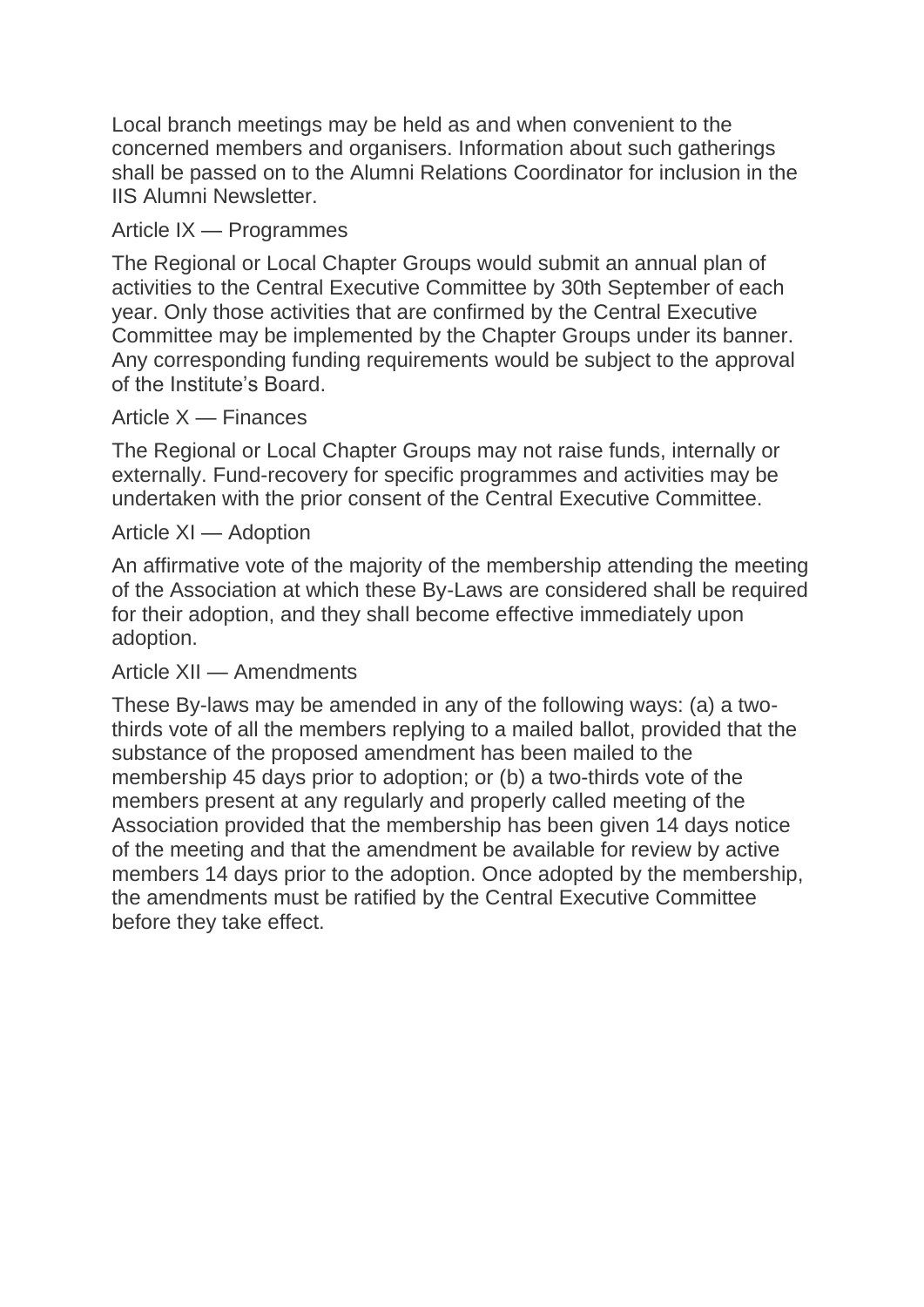Local branch meetings may be held as and when convenient to the concerned members and organisers. Information about such gatherings shall be passed on to the Alumni Relations Coordinator for inclusion in the IIS Alumni Newsletter.

## Article IX — Programmes

The Regional or Local Chapter Groups would submit an annual plan of activities to the Central Executive Committee by 30th September of each year. Only those activities that are confirmed by the Central Executive Committee may be implemented by the Chapter Groups under its banner. Any corresponding funding requirements would be subject to the approval of the Institute's Board.

## Article X — Finances

The Regional or Local Chapter Groups may not raise funds, internally or externally. Fund-recovery for specific programmes and activities may be undertaken with the prior consent of the Central Executive Committee.

## Article XI — Adoption

An affirmative vote of the majority of the membership attending the meeting of the Association at which these By-Laws are considered shall be required for their adoption, and they shall become effective immediately upon adoption.

## Article XII — Amendments

These By-laws may be amended in any of the following ways: (a) a two-thirds vote of all the members replying to a mailed ballot, provided that the substance of the proposed amendment has been mailed to the membership 45 days prior to adoption; or (b) a two-thirds vote of the members present at any regularly and properly called meeting of the Association provided that the membership has been given 14 days notice of the meeting and that the amendment be available for review by active members 14 days prior to the adoption. Once adopted by the membership, the amendments must be ratified by the Central Executive Committee before they take effect.